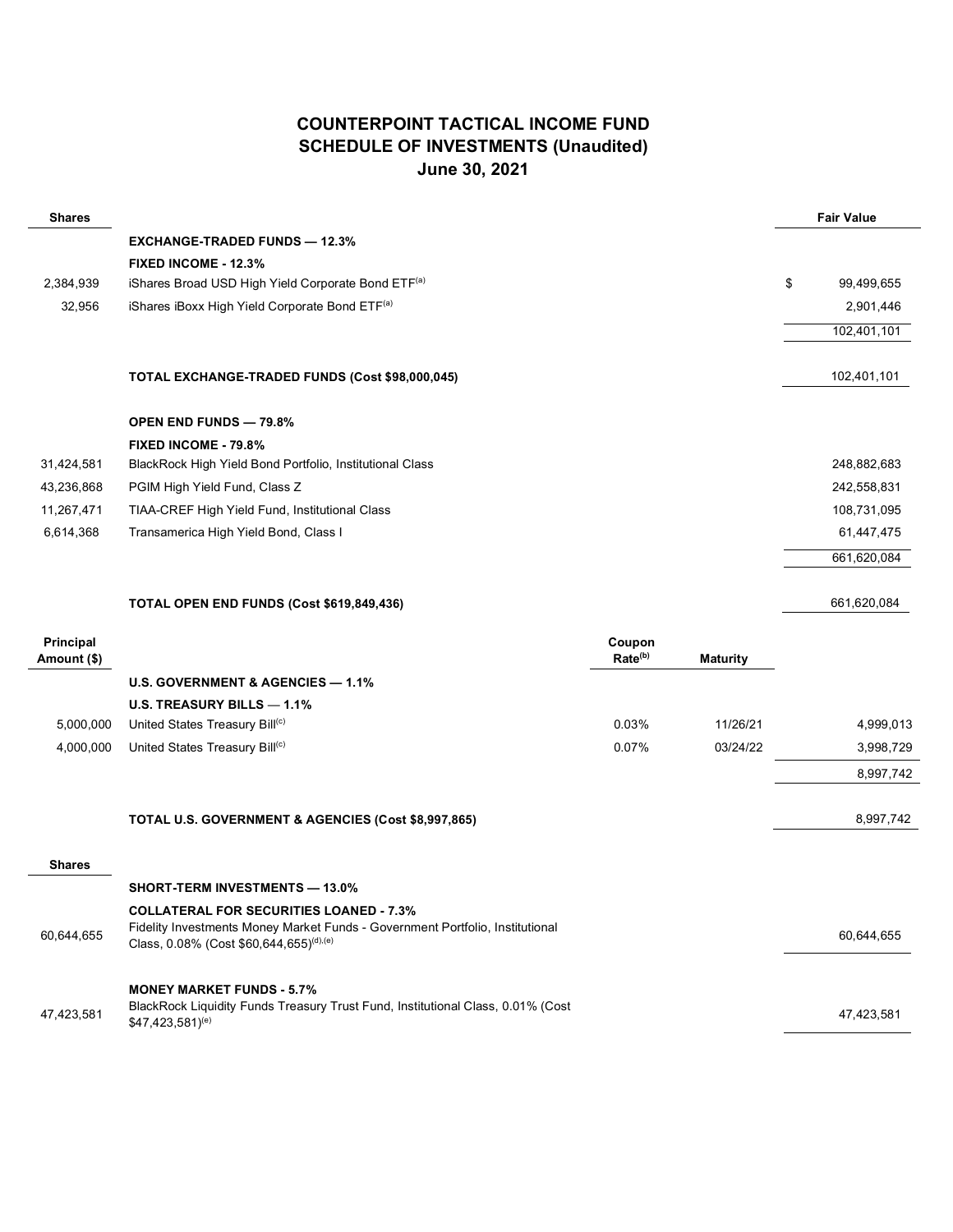# COUNTERPOINT TACTICAL INCOME FUND
## SCHEDULE OF INVESTMENTS (Unaudited)
### June 30, 2021

| Shares | | | | Fair Value |
|---|---|---|---|---|
| | **EXCHANGE-TRADED FUNDS — 12.3%** | | | |
| | **FIXED INCOME - 12.3%** | | | |
| 2,384,939 | iShares Broad USD High Yield Corporate Bond ETF[(a)] | | | $ 99,499,655 |
| 32,956 | iShares iBoxx High Yield Corporate Bond ETF[(a)] | | | 2,901,446 |
| | | | | 102,401,101 |
| | **TOTAL EXCHANGE-TRADED FUNDS (Cost $98,000,045)** | | | 102,401,101 |
| | **OPEN END FUNDS — 79.8%** | | | |
| | **FIXED INCOME - 79.8%** | | | |
| 31,424,581 | BlackRock High Yield Bond Portfolio, Institutional Class | | | 248,882,683 |
| 43,236,868 | PGIM High Yield Fund, Class Z | | | 242,558,831 |
| 11,267,471 | TIAA-CREF High Yield Fund, Institutional Class | | | 108,731,095 |
| 6,614,368 | Transamerica High Yield Bond, Class I | | | 61,447,475 |
| | | | | 661,620,084 |
| | **TOTAL OPEN END FUNDS (Cost $619,849,436)** | | | 661,620,084 |
| **Principal Amount ($)** | | **Coupon Rate[(b)]** | **Maturity** | |
| | **U.S. GOVERNMENT & AGENCIES — 1.1%** | | | |
| | **U.S. TREASURY BILLS — 1.1%** | | | |
| 5,000,000 | United States Treasury Bill[(c)] | 0.03% | 11/26/21 | 4,999,013 |
| 4,000,000 | United States Treasury Bill[(c)] | 0.07% | 03/24/22 | 3,998,729 |
| | | | | 8,997,742 |
| | **TOTAL U.S. GOVERNMENT & AGENCIES (Cost $8,997,865)** | | | 8,997,742 |
| **Shares** | | | | |
| | **SHORT-TERM INVESTMENTS — 13.0%** | | | |
| | **COLLATERAL FOR SECURITIES LOANED - 7.3%** | | | |
| 60,644,655 | Fidelity Investments Money Market Funds - Government Portfolio, Institutional Class, 0.08% (Cost $60,644,655)[(d),(e)] | | | 60,644,655 |
| | **MONEY MARKET FUNDS - 5.7%** | | | |
| 47,423,581 | BlackRock Liquidity Funds Treasury Trust Fund, Institutional Class, 0.01% (Cost $47,423,581)[(e)] | | | 47,423,581 |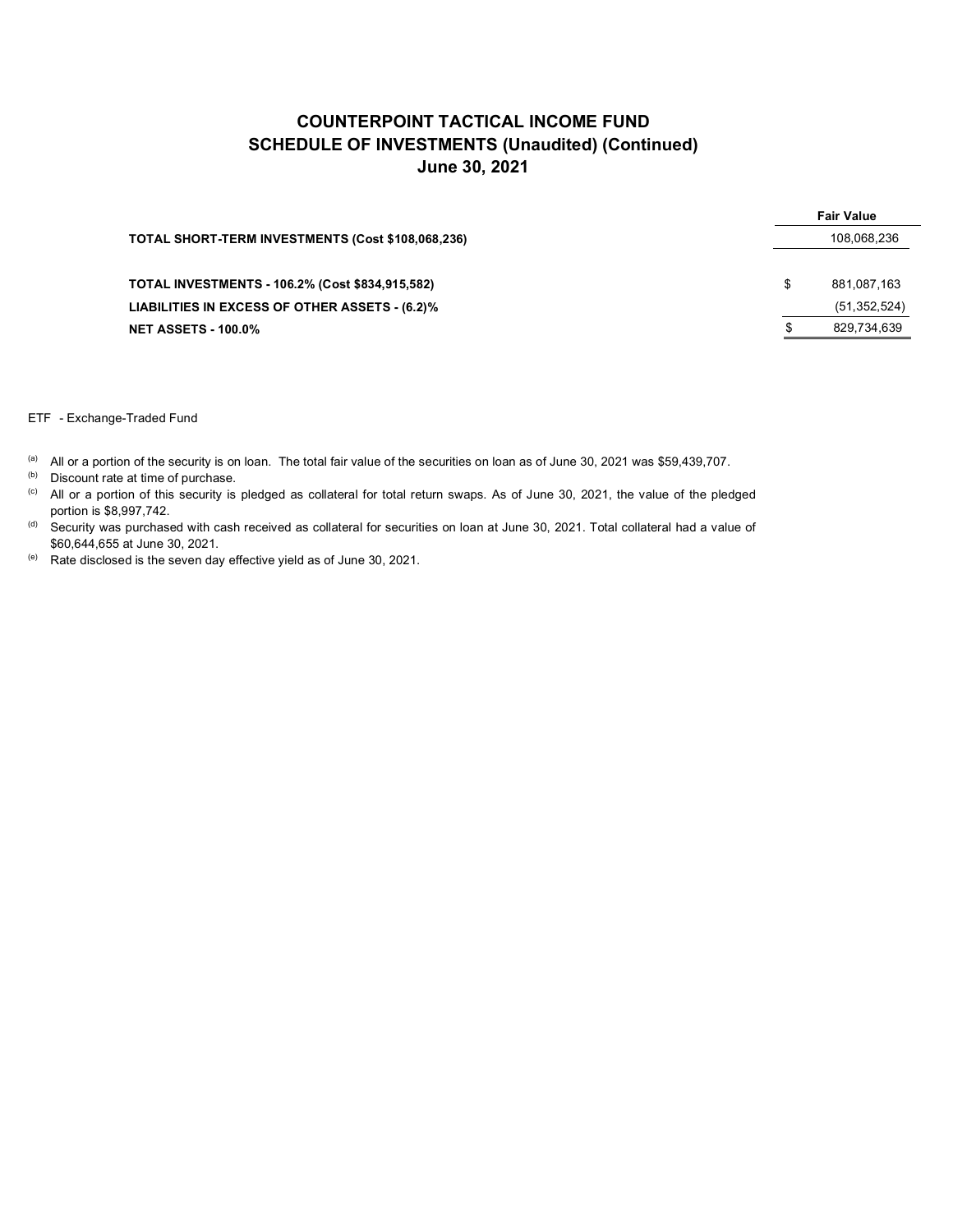# COUNTERPOINT TACTICAL INCOME FUND
## SCHEDULE OF INVESTMENTS (Unaudited) (Continued)
### June 30, 2021

| | | Fair Value |
|---|---|---|
| **TOTAL SHORT-TERM INVESTMENTS (Cost $108,068,236)** | | 108,068,236 |
| | | |
| **TOTAL INVESTMENTS - 106.2% (Cost $834,915,582)** | $ | 881,087,163 |
| **LIABILITIES IN EXCESS OF OTHER ASSETS - (6.2)%** | | (51,352,524) |
| **NET ASSETS - 100.0%** | $ | 829,734,639 |

ETF - Exchange-Traded Fund

[a] All or a portion of the security is on loan. The total fair value of the securities on loan as of June 30, 2021 was $59,439,707.

[b] Discount rate at time of purchase.

[c] All or a portion of this security is pledged as collateral for total return swaps. As of June 30, 2021, the value of the pledged portion is $8,997,742.

[d] Security was purchased with cash received as collateral for securities on loan at June 30, 2021. Total collateral had a value of $60,644,655 at June 30, 2021.

[e] Rate disclosed is the seven day effective yield as of June 30, 2021.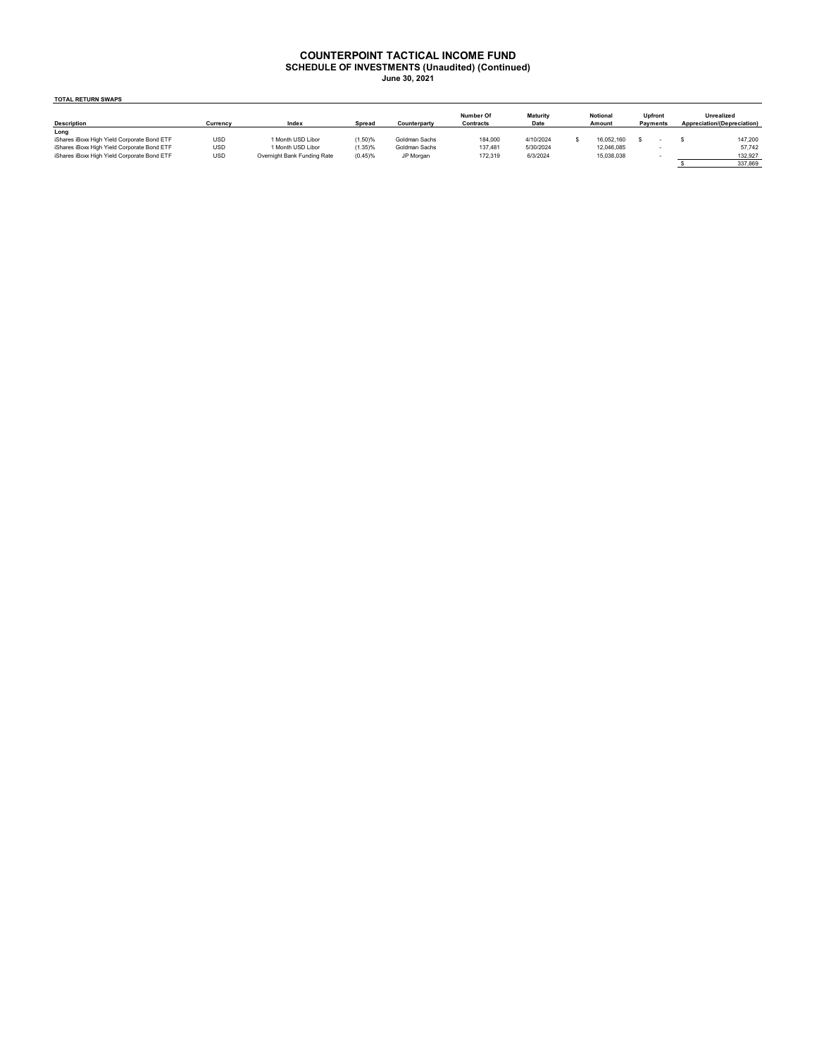# COUNTERPOINT TACTICAL INCOME FUND
## SCHEDULE OF INVESTMENTS (Unaudited) (Continued)
### June 30, 2021

**TOTAL RETURN SWAPS**

| Description | Currency | Index | Spread | Counterparty | Number Of Contracts | Maturity Date | Notional Amount | Upfront Payments | Unrealized Appreciation/(Depreciation) |
|---|---|---|---|---|---|---|---|---|---|
| **Long** | | | | | | | | | |
| iShares iBoxx High Yield Corporate Bond ETF | USD | 1 Month USD Libor | (1.50)% | Goldman Sachs | 184,000 | 4/10/2024 | $ 16,052,160 | $ - | $ 147,200 |
| iShares iBoxx High Yield Corporate Bond ETF | USD | 1 Month USD Libor | (1.35)% | Goldman Sachs | 137,481 | 5/30/2024 | 12,046,085 | - | 57,742 |
| iShares iBoxx High Yield Corporate Bond ETF | USD | Overnight Bank Funding Rate | (0.45)% | JP Morgan | 172,319 | 6/3/2024 | 15,038,038 | - | 132,927 |
| | | | | | | | | | $ 337,869 |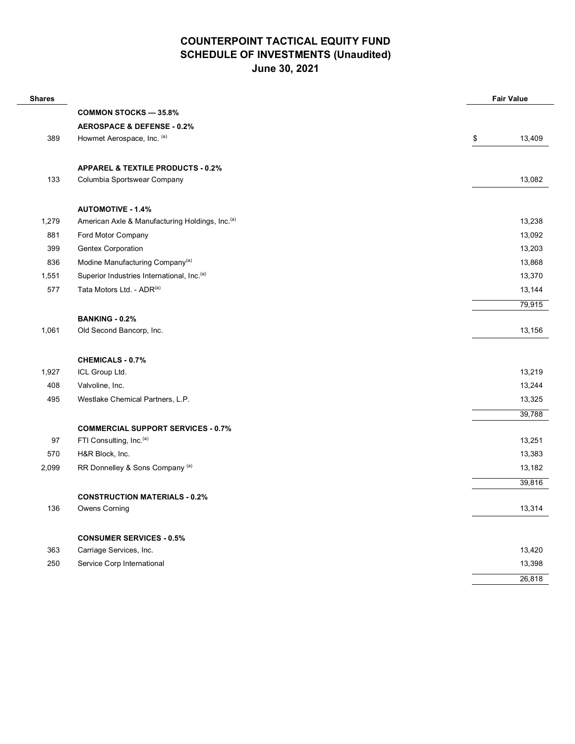# COUNTERPOINT TACTICAL EQUITY FUND
## SCHEDULE OF INVESTMENTS (Unaudited)
### June 30, 2021

| Shares | | Fair Value |
|---|---|---|
| | **COMMON STOCKS — 35.8%** | |
| | **AEROSPACE & DEFENSE - 0.2%** | |
| 389 | Howmet Aerospace, Inc. [(a)] | $ 13,409 |
| | | |
| | **APPAREL & TEXTILE PRODUCTS - 0.2%** | |
| 133 | Columbia Sportswear Company | 13,082 |
| | | |
| | **AUTOMOTIVE - 1.4%** | |
| 1,279 | American Axle & Manufacturing Holdings, Inc.[(a)] | 13,238 |
| 881 | Ford Motor Company | 13,092 |
| 399 | Gentex Corporation | 13,203 |
| 836 | Modine Manufacturing Company[(a)] | 13,868 |
| 1,551 | Superior Industries International, Inc.[(a)] | 13,370 |
| 577 | Tata Motors Ltd. - ADR[(a)] | 13,144 |
| | | 79,915 |
| | **BANKING - 0.2%** | |
| 1,061 | Old Second Bancorp, Inc. | 13,156 |
| | | |
| | **CHEMICALS - 0.7%** | |
| 1,927 | ICL Group Ltd. | 13,219 |
| 408 | Valvoline, Inc. | 13,244 |
| 495 | Westlake Chemical Partners, L.P. | 13,325 |
| | | 39,788 |
| | **COMMERCIAL SUPPORT SERVICES - 0.7%** | |
| 97 | FTI Consulting, Inc.[(a)] | 13,251 |
| 570 | H&R Block, Inc. | 13,383 |
| 2,099 | RR Donnelley & Sons Company [(a)] | 13,182 |
| | | 39,816 |
| | **CONSTRUCTION MATERIALS - 0.2%** | |
| 136 | Owens Corning | 13,314 |
| | | |
| | **CONSUMER SERVICES - 0.5%** | |
| 363 | Carriage Services, Inc. | 13,420 |
| 250 | Service Corp International | 13,398 |
| | | 26,818 |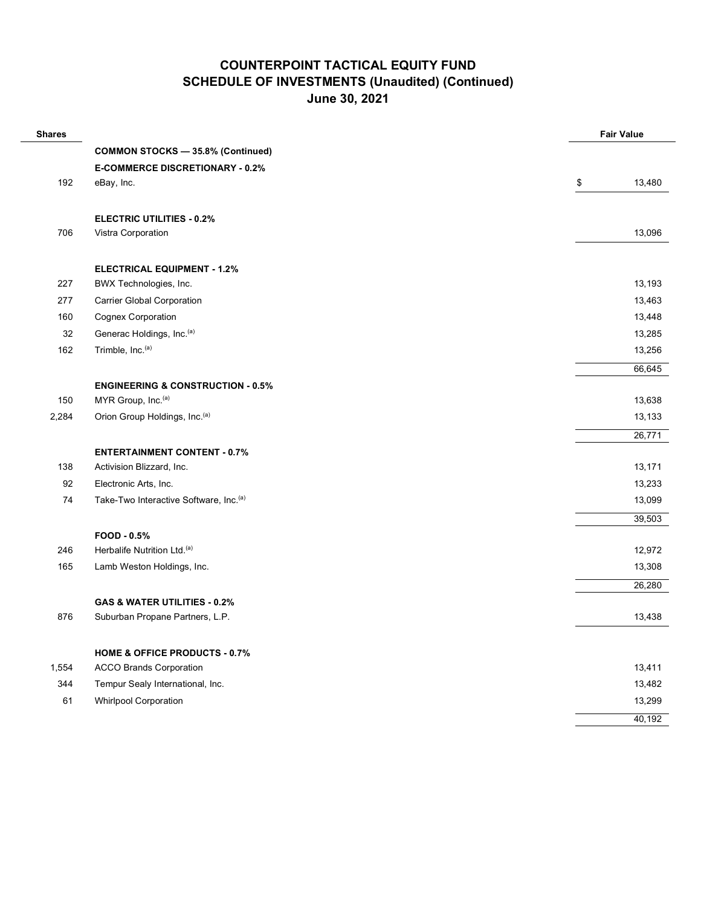# COUNTERPOINT TACTICAL EQUITY FUND
## SCHEDULE OF INVESTMENTS (Unaudited) (Continued)
## June 30, 2021

| Shares | | Fair Value |
|---|---|---|
| | **COMMON STOCKS — 35.8% (Continued)** | |
| | **E-COMMERCE DISCRETIONARY - 0.2%** | |
| 192 | eBay, Inc. | $ 13,480 |
| | | |
| | **ELECTRIC UTILITIES - 0.2%** | |
| 706 | Vistra Corporation | 13,096 |
| | | |
| | **ELECTRICAL EQUIPMENT - 1.2%** | |
| 227 | BWX Technologies, Inc. | 13,193 |
| 277 | Carrier Global Corporation | 13,463 |
| 160 | Cognex Corporation | 13,448 |
| 32 | Generac Holdings, Inc.[(a)] | 13,285 |
| 162 | Trimble, Inc.[(a)] | 13,256 |
| | | 66,645 |
| | **ENGINEERING & CONSTRUCTION - 0.5%** | |
| 150 | MYR Group, Inc.[(a)] | 13,638 |
| 2,284 | Orion Group Holdings, Inc.[(a)] | 13,133 |
| | | 26,771 |
| | **ENTERTAINMENT CONTENT - 0.7%** | |
| 138 | Activision Blizzard, Inc. | 13,171 |
| 92 | Electronic Arts, Inc. | 13,233 |
| 74 | Take-Two Interactive Software, Inc.[(a)] | 13,099 |
| | | 39,503 |
| | **FOOD - 0.5%** | |
| 246 | Herbalife Nutrition Ltd.[(a)] | 12,972 |
| 165 | Lamb Weston Holdings, Inc. | 13,308 |
| | | 26,280 |
| | **GAS & WATER UTILITIES - 0.2%** | |
| 876 | Suburban Propane Partners, L.P. | 13,438 |
| | | |
| | **HOME & OFFICE PRODUCTS - 0.7%** | |
| 1,554 | ACCO Brands Corporation | 13,411 |
| 344 | Tempur Sealy International, Inc. | 13,482 |
| 61 | Whirlpool Corporation | 13,299 |
| | | 40,192 |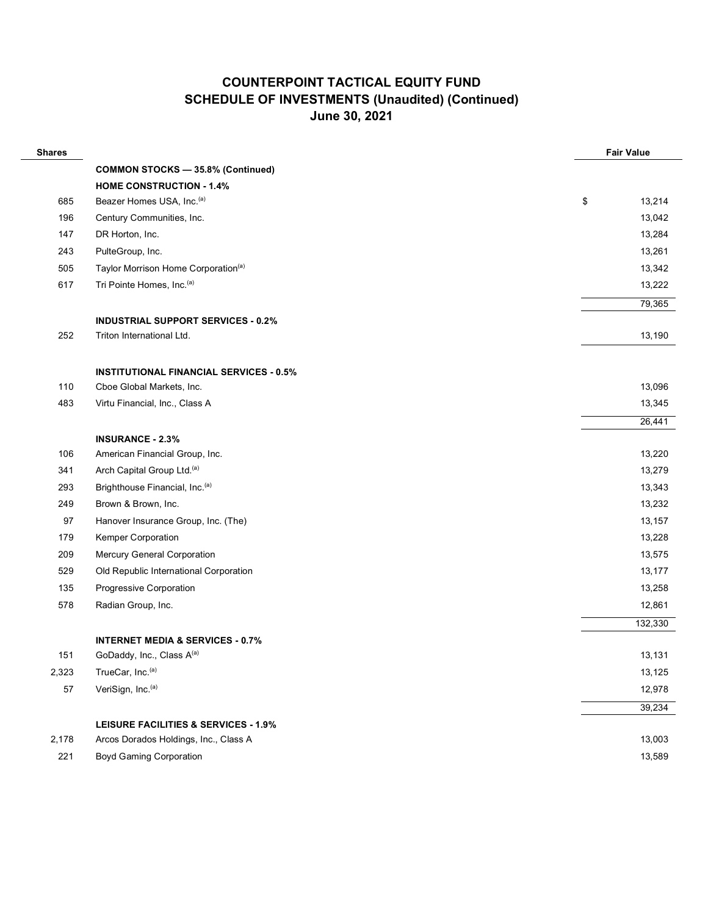# COUNTERPOINT TACTICAL EQUITY FUND
## SCHEDULE OF INVESTMENTS (Unaudited) (Continued)
### June 30, 2021

| Shares | | Fair Value |
|---|---|---|
| | **COMMON STOCKS — 35.8% (Continued)** | |
| | **HOME CONSTRUCTION - 1.4%** | |
| 685 | Beazer Homes USA, Inc.[(a)] | $ 13,214 |
| 196 | Century Communities, Inc. | 13,042 |
| 147 | DR Horton, Inc. | 13,284 |
| 243 | PulteGroup, Inc. | 13,261 |
| 505 | Taylor Morrison Home Corporation[(a)] | 13,342 |
| 617 | Tri Pointe Homes, Inc.[(a)] | 13,222 |
| | | 79,365 |
| | **INDUSTRIAL SUPPORT SERVICES - 0.2%** | |
| 252 | Triton International Ltd. | 13,190 |
| | **INSTITUTIONAL FINANCIAL SERVICES - 0.5%** | |
| 110 | Cboe Global Markets, Inc. | 13,096 |
| 483 | Virtu Financial, Inc., Class A | 13,345 |
| | | 26,441 |
| | **INSURANCE - 2.3%** | |
| 106 | American Financial Group, Inc. | 13,220 |
| 341 | Arch Capital Group Ltd.[(a)] | 13,279 |
| 293 | Brighthouse Financial, Inc.[(a)] | 13,343 |
| 249 | Brown & Brown, Inc. | 13,232 |
| 97 | Hanover Insurance Group, Inc. (The) | 13,157 |
| 179 | Kemper Corporation | 13,228 |
| 209 | Mercury General Corporation | 13,575 |
| 529 | Old Republic International Corporation | 13,177 |
| 135 | Progressive Corporation | 13,258 |
| 578 | Radian Group, Inc. | 12,861 |
| | | 132,330 |
| | **INTERNET MEDIA & SERVICES - 0.7%** | |
| 151 | GoDaddy, Inc., Class A[(a)] | 13,131 |
| 2,323 | TrueCar, Inc.[(a)] | 13,125 |
| 57 | VeriSign, Inc.[(a)] | 12,978 |
| | | 39,234 |
| | **LEISURE FACILITIES & SERVICES - 1.9%** | |
| 2,178 | Arcos Dorados Holdings, Inc., Class A | 13,003 |
| 221 | Boyd Gaming Corporation | 13,589 |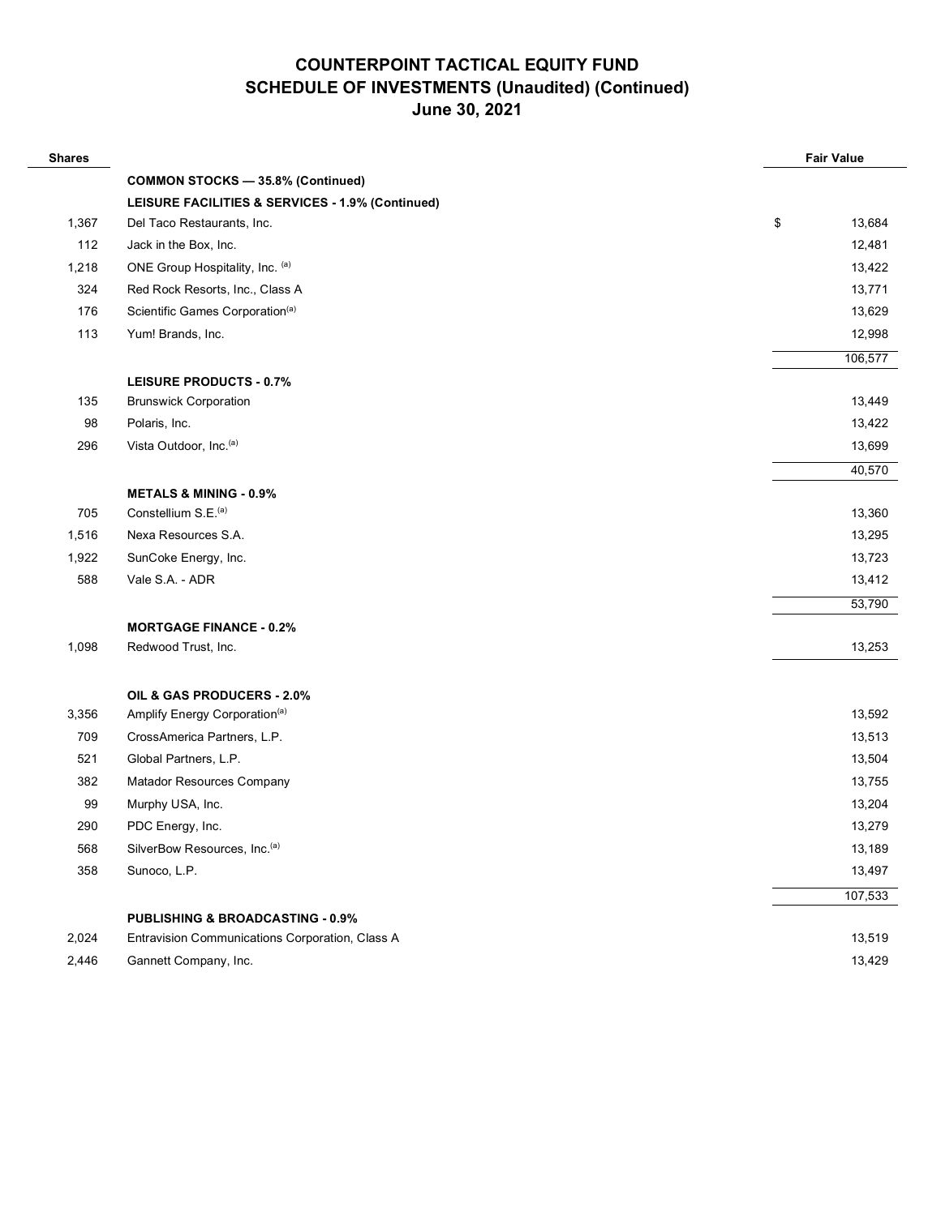# COUNTERPOINT TACTICAL EQUITY FUND
## SCHEDULE OF INVESTMENTS (Unaudited) (Continued)
## June 30, 2021

| Shares | | | Fair Value |
|---|---|---|---|
| | **COMMON STOCKS — 35.8% (Continued)** | | |
| | **LEISURE FACILITIES & SERVICES - 1.9% (Continued)** | | |
| 1,367 | Del Taco Restaurants, Inc. | $ | 13,684 |
| 112 | Jack in the Box, Inc. | | 12,481 |
| 1,218 | ONE Group Hospitality, Inc. [(a)] | | 13,422 |
| 324 | Red Rock Resorts, Inc., Class A | | 13,771 |
| 176 | Scientific Games Corporation[(a)] | | 13,629 |
| 113 | Yum! Brands, Inc. | | 12,998 |
| | | | 106,577 |
| | **LEISURE PRODUCTS - 0.7%** | | |
| 135 | Brunswick Corporation | | 13,449 |
| 98 | Polaris, Inc. | | 13,422 |
| 296 | Vista Outdoor, Inc.[(a)] | | 13,699 |
| | | | 40,570 |
| | **METALS & MINING - 0.9%** | | |
| 705 | Constellium S.E.[(a)] | | 13,360 |
| 1,516 | Nexa Resources S.A. | | 13,295 |
| 1,922 | SunCoke Energy, Inc. | | 13,723 |
| 588 | Vale S.A. - ADR | | 13,412 |
| | | | 53,790 |
| | **MORTGAGE FINANCE - 0.2%** | | |
| 1,098 | Redwood Trust, Inc. | | 13,253 |
| | **OIL & GAS PRODUCERS - 2.0%** | | |
| 3,356 | Amplify Energy Corporation[(a)] | | 13,592 |
| 709 | CrossAmerica Partners, L.P. | | 13,513 |
| 521 | Global Partners, L.P. | | 13,504 |
| 382 | Matador Resources Company | | 13,755 |
| 99 | Murphy USA, Inc. | | 13,204 |
| 290 | PDC Energy, Inc. | | 13,279 |
| 568 | SilverBow Resources, Inc.[(a)] | | 13,189 |
| 358 | Sunoco, L.P. | | 13,497 |
| | | | 107,533 |
| | **PUBLISHING & BROADCASTING - 0.9%** | | |
| 2,024 | Entravision Communications Corporation, Class A | | 13,519 |
| 2,446 | Gannett Company, Inc. | | 13,429 |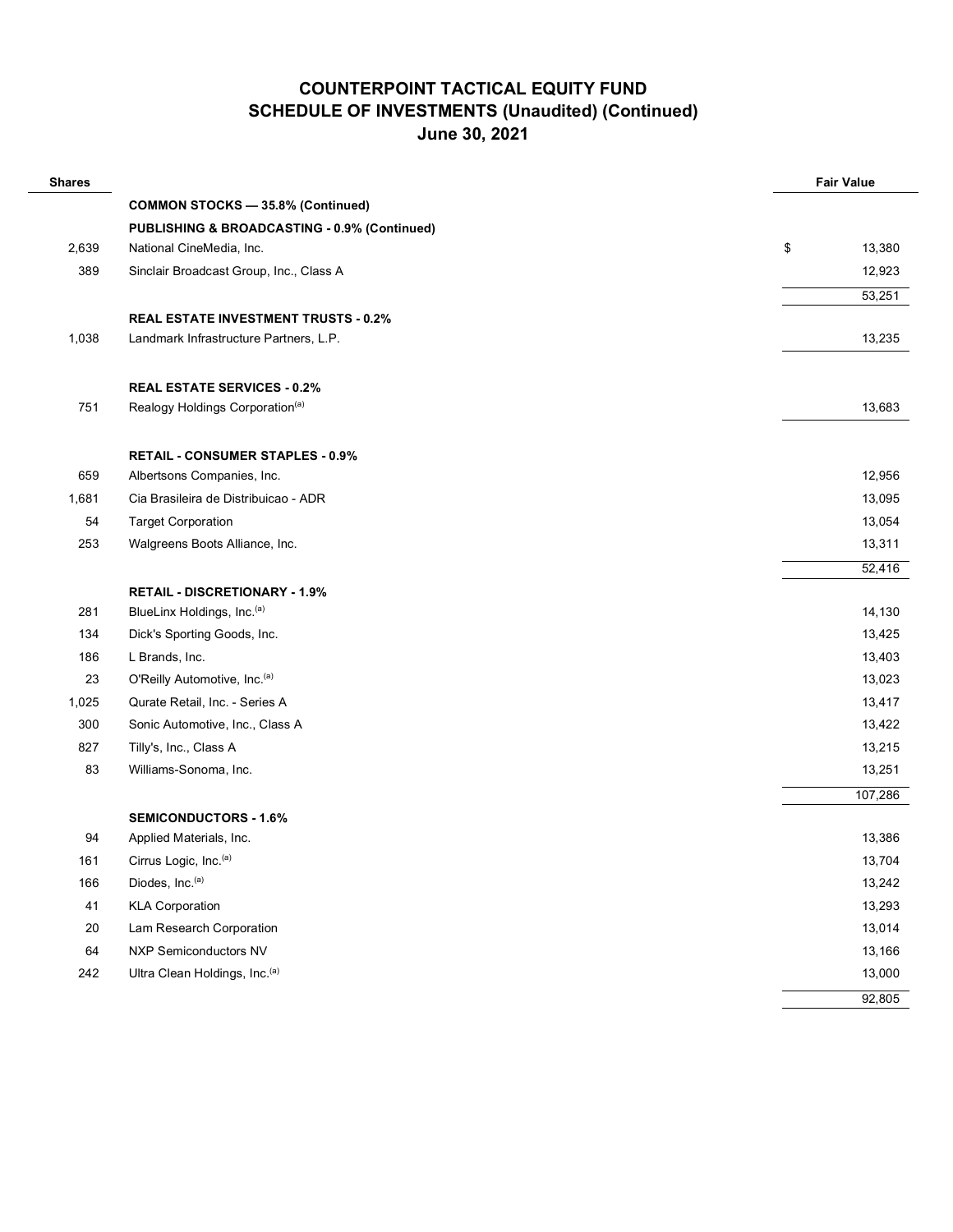# COUNTERPOINT TACTICAL EQUITY FUND
## SCHEDULE OF INVESTMENTS (Unaudited) (Continued)
### June 30, 2021

| Shares | | Fair Value |
|---|---|---|
| | **COMMON STOCKS — 35.8% (Continued)** | |
| | **PUBLISHING & BROADCASTING - 0.9% (Continued)** | |
| 2,639 | National CineMedia, Inc. | $ 13,380 |
| 389 | Sinclair Broadcast Group, Inc., Class A | 12,923 |
| | | 53,251 |
| | **REAL ESTATE INVESTMENT TRUSTS - 0.2%** | |
| 1,038 | Landmark Infrastructure Partners, L.P. | 13,235 |
| | **REAL ESTATE SERVICES - 0.2%** | |
| 751 | Realogy Holdings Corporation[(a)] | 13,683 |
| | **RETAIL - CONSUMER STAPLES - 0.9%** | |
| 659 | Albertsons Companies, Inc. | 12,956 |
| 1,681 | Cia Brasileira de Distribuicao - ADR | 13,095 |
| 54 | Target Corporation | 13,054 |
| 253 | Walgreens Boots Alliance, Inc. | 13,311 |
| | | 52,416 |
| | **RETAIL - DISCRETIONARY - 1.9%** | |
| 281 | BlueLinx Holdings, Inc.[(a)] | 14,130 |
| 134 | Dick's Sporting Goods, Inc. | 13,425 |
| 186 | L Brands, Inc. | 13,403 |
| 23 | O'Reilly Automotive, Inc.[(a)] | 13,023 |
| 1,025 | Qurate Retail, Inc. - Series A | 13,417 |
| 300 | Sonic Automotive, Inc., Class A | 13,422 |
| 827 | Tilly's, Inc., Class A | 13,215 |
| 83 | Williams-Sonoma, Inc. | 13,251 |
| | | 107,286 |
| | **SEMICONDUCTORS - 1.6%** | |
| 94 | Applied Materials, Inc. | 13,386 |
| 161 | Cirrus Logic, Inc.[(a)] | 13,704 |
| 166 | Diodes, Inc.[(a)] | 13,242 |
| 41 | KLA Corporation | 13,293 |
| 20 | Lam Research Corporation | 13,014 |
| 64 | NXP Semiconductors NV | 13,166 |
| 242 | Ultra Clean Holdings, Inc.[(a)] | 13,000 |
| | | 92,805 |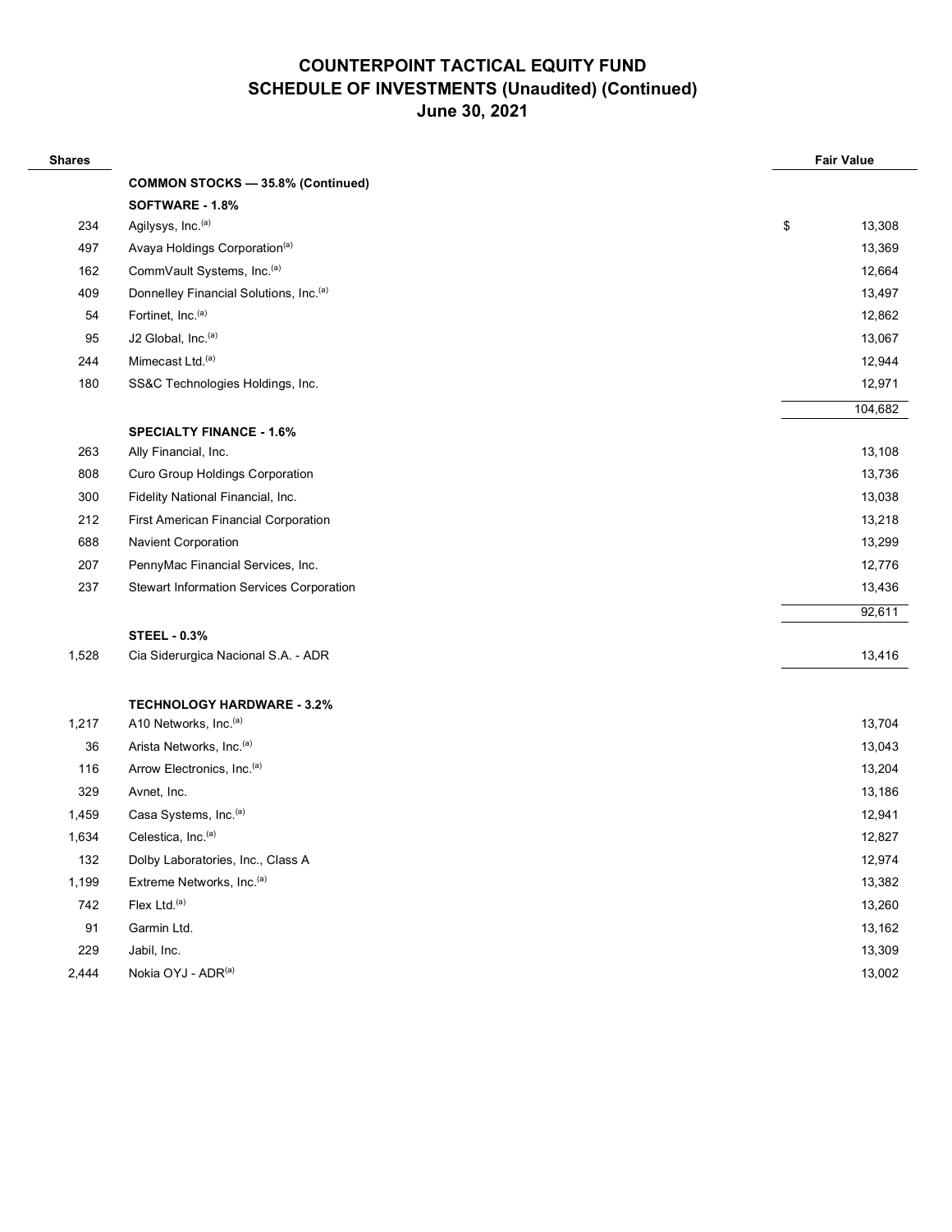# COUNTERPOINT TACTICAL EQUITY FUND
## SCHEDULE OF INVESTMENTS (Unaudited) (Continued)
## June 30, 2021

| Shares | | Fair Value |
|---|---|---|
| | **COMMON STOCKS — 35.8% (Continued)** | |
| | **SOFTWARE - 1.8%** | |
| 234 | Agilysys, Inc.[(a)] | $ 13,308 |
| 497 | Avaya Holdings Corporation[(a)] | 13,369 |
| 162 | CommVault Systems, Inc.[(a)] | 12,664 |
| 409 | Donnelley Financial Solutions, Inc.[(a)] | 13,497 |
| 54 | Fortinet, Inc.[(a)] | 12,862 |
| 95 | J2 Global, Inc.[(a)] | 13,067 |
| 244 | Mimecast Ltd.[(a)] | 12,944 |
| 180 | SS&C Technologies Holdings, Inc. | 12,971 |
| | | 104,682 |
| | **SPECIALTY FINANCE - 1.6%** | |
| 263 | Ally Financial, Inc. | 13,108 |
| 808 | Curo Group Holdings Corporation | 13,736 |
| 300 | Fidelity National Financial, Inc. | 13,038 |
| 212 | First American Financial Corporation | 13,218 |
| 688 | Navient Corporation | 13,299 |
| 207 | PennyMac Financial Services, Inc. | 12,776 |
| 237 | Stewart Information Services Corporation | 13,436 |
| | | 92,611 |
| | **STEEL - 0.3%** | |
| 1,528 | Cia Siderurgica Nacional S.A. - ADR | 13,416 |
| | **TECHNOLOGY HARDWARE - 3.2%** | |
| 1,217 | A10 Networks, Inc.[(a)] | 13,704 |
| 36 | Arista Networks, Inc.[(a)] | 13,043 |
| 116 | Arrow Electronics, Inc.[(a)] | 13,204 |
| 329 | Avnet, Inc. | 13,186 |
| 1,459 | Casa Systems, Inc.[(a)] | 12,941 |
| 1,634 | Celestica, Inc.[(a)] | 12,827 |
| 132 | Dolby Laboratories, Inc., Class A | 12,974 |
| 1,199 | Extreme Networks, Inc.[(a)] | 13,382 |
| 742 | Flex Ltd.[(a)] | 13,260 |
| 91 | Garmin Ltd. | 13,162 |
| 229 | Jabil, Inc. | 13,309 |
| 2,444 | Nokia OYJ - ADR[(a)] | 13,002 |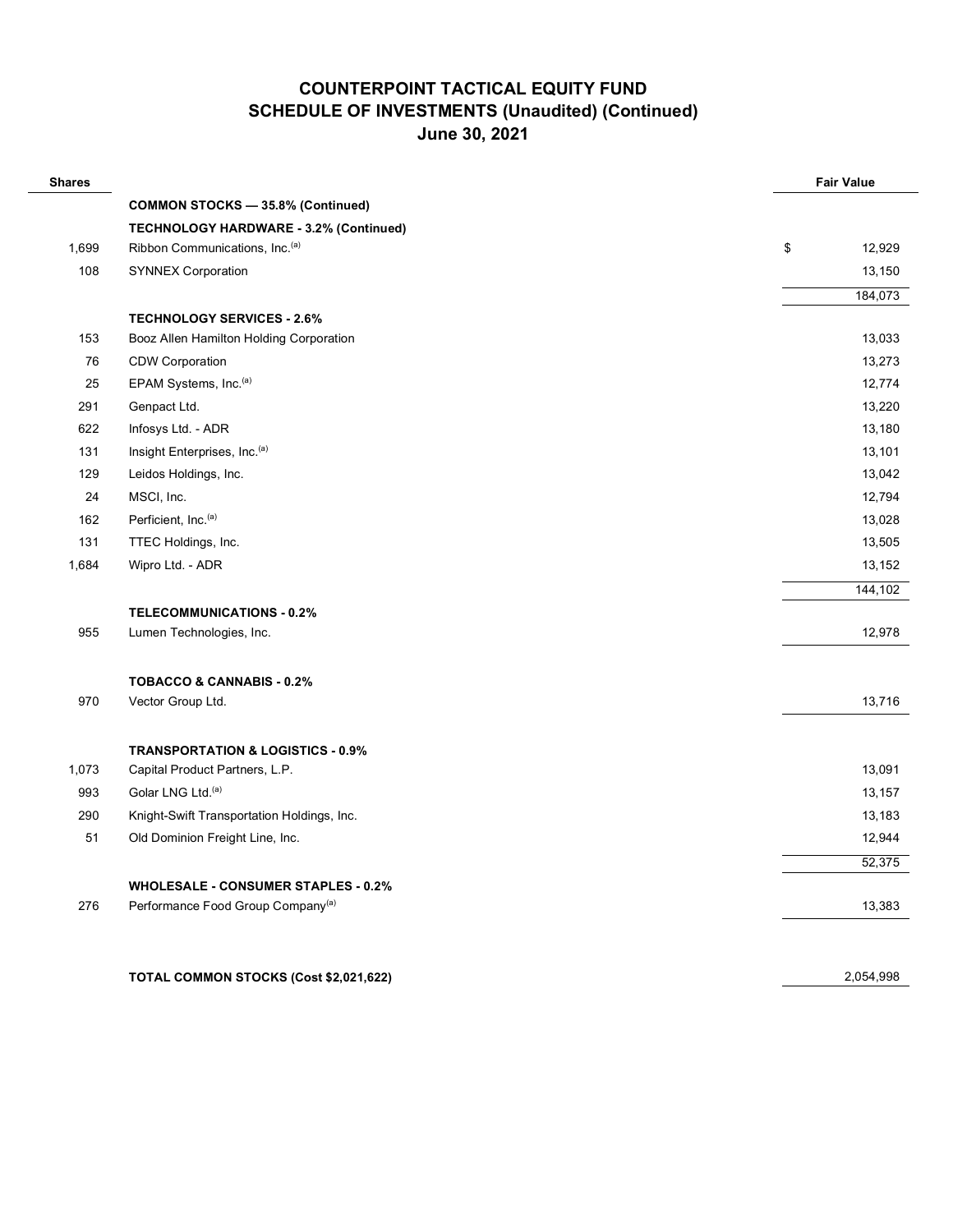# COUNTERPOINT TACTICAL EQUITY FUND
## SCHEDULE OF INVESTMENTS (Unaudited) (Continued)
### June 30, 2021

| Shares | | Fair Value |
|---|---|---|
| | **COMMON STOCKS — 35.8% (Continued)** | |
| | **TECHNOLOGY HARDWARE - 3.2% (Continued)** | |
| 1,699 | Ribbon Communications, Inc.[(a)] | $ 12,929 |
| 108 | SYNNEX Corporation | 13,150 |
| | | 184,073 |
| | **TECHNOLOGY SERVICES - 2.6%** | |
| 153 | Booz Allen Hamilton Holding Corporation | 13,033 |
| 76 | CDW Corporation | 13,273 |
| 25 | EPAM Systems, Inc.[(a)] | 12,774 |
| 291 | Genpact Ltd. | 13,220 |
| 622 | Infosys Ltd. - ADR | 13,180 |
| 131 | Insight Enterprises, Inc.[(a)] | 13,101 |
| 129 | Leidos Holdings, Inc. | 13,042 |
| 24 | MSCI, Inc. | 12,794 |
| 162 | Perficient, Inc.[(a)] | 13,028 |
| 131 | TTEC Holdings, Inc. | 13,505 |
| 1,684 | Wipro Ltd. - ADR | 13,152 |
| | | 144,102 |
| | **TELECOMMUNICATIONS - 0.2%** | |
| 955 | Lumen Technologies, Inc. | 12,978 |
| | **TOBACCO & CANNABIS - 0.2%** | |
| 970 | Vector Group Ltd. | 13,716 |
| | **TRANSPORTATION & LOGISTICS - 0.9%** | |
| 1,073 | Capital Product Partners, L.P. | 13,091 |
| 993 | Golar LNG Ltd.[(a)] | 13,157 |
| 290 | Knight-Swift Transportation Holdings, Inc. | 13,183 |
| 51 | Old Dominion Freight Line, Inc. | 12,944 |
| | | 52,375 |
| | **WHOLESALE - CONSUMER STAPLES - 0.2%** | |
| 276 | Performance Food Group Company[(a)] | 13,383 |
| | | |
| | **TOTAL COMMON STOCKS (Cost $2,021,622)** | 2,054,998 |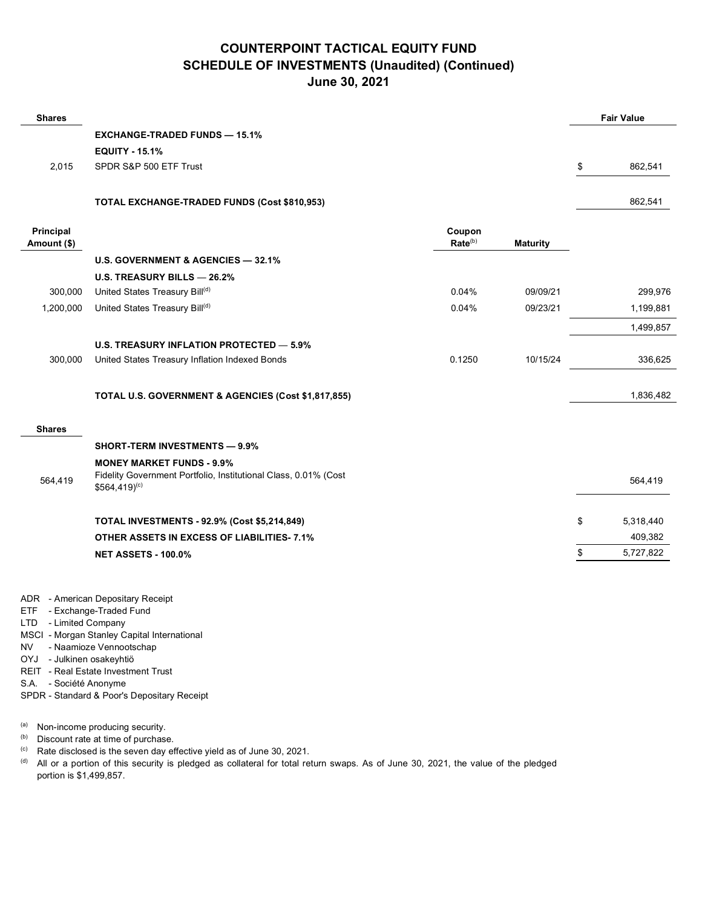# COUNTERPOINT TACTICAL EQUITY FUND
## SCHEDULE OF INVESTMENTS (Unaudited) (Continued)
## June 30, 2021

| Shares | | | | Fair Value |
|---|---|---|---|---|
| | **EXCHANGE-TRADED FUNDS — 15.1%** | | | |
| | **EQUITY - 15.1%** | | | |
| 2,015 | SPDR S&P 500 ETF Trust | | | $ 862,541 |
| | **TOTAL EXCHANGE-TRADED FUNDS (Cost $810,953)** | | | 862,541 |
| **Principal Amount ($)** | | **Coupon Rate[b]** | **Maturity** | |
| | **U.S. GOVERNMENT & AGENCIES — 32.1%** | | | |
| | **U.S. TREASURY BILLS — 26.2%** | | | |
| 300,000 | United States Treasury Bill[d] | 0.04% | 09/09/21 | 299,976 |
| 1,200,000 | United States Treasury Bill[d] | 0.04% | 09/23/21 | 1,199,881 |
| | | | | 1,499,857 |
| | **U.S. TREASURY INFLATION PROTECTED — 5.9%** | | | |
| 300,000 | United States Treasury Inflation Indexed Bonds | 0.1250 | 10/15/24 | 336,625 |
| | **TOTAL U.S. GOVERNMENT & AGENCIES (Cost $1,817,855)** | | | 1,836,482 |
| **Shares** | | | | |
| | **SHORT-TERM INVESTMENTS — 9.9%** | | | |
| | **MONEY MARKET FUNDS - 9.9%** | | | |
| 564,419 | Fidelity Government Portfolio, Institutional Class, 0.01% (Cost $564,419)[c] | | | 564,419 |
| | **TOTAL INVESTMENTS - 92.9% (Cost $5,214,849)** | | | $ 5,318,440 |
| | **OTHER ASSETS IN EXCESS OF LIABILITIES- 7.1%** | | | 409,382 |
| | **NET ASSETS - 100.0%** | | | $ 5,727,822 |

ADR - American Depositary Receipt
ETF - Exchange-Traded Fund
LTD - Limited Company
MSCI - Morgan Stanley Capital International
NV - Naamioze Vennootschap
OYJ - Julkinen osakeyhtiö
REIT - Real Estate Investment Trust
S.A. - Société Anonyme
SPDR - Standard & Poor's Depositary Receipt

[a] Non-income producing security.
[b] Discount rate at time of purchase.
[c] Rate disclosed is the seven day effective yield as of June 30, 2021.
[d] All or a portion of this security is pledged as collateral for total return swaps. As of June 30, 2021, the value of the pledged portion is $1,499,857.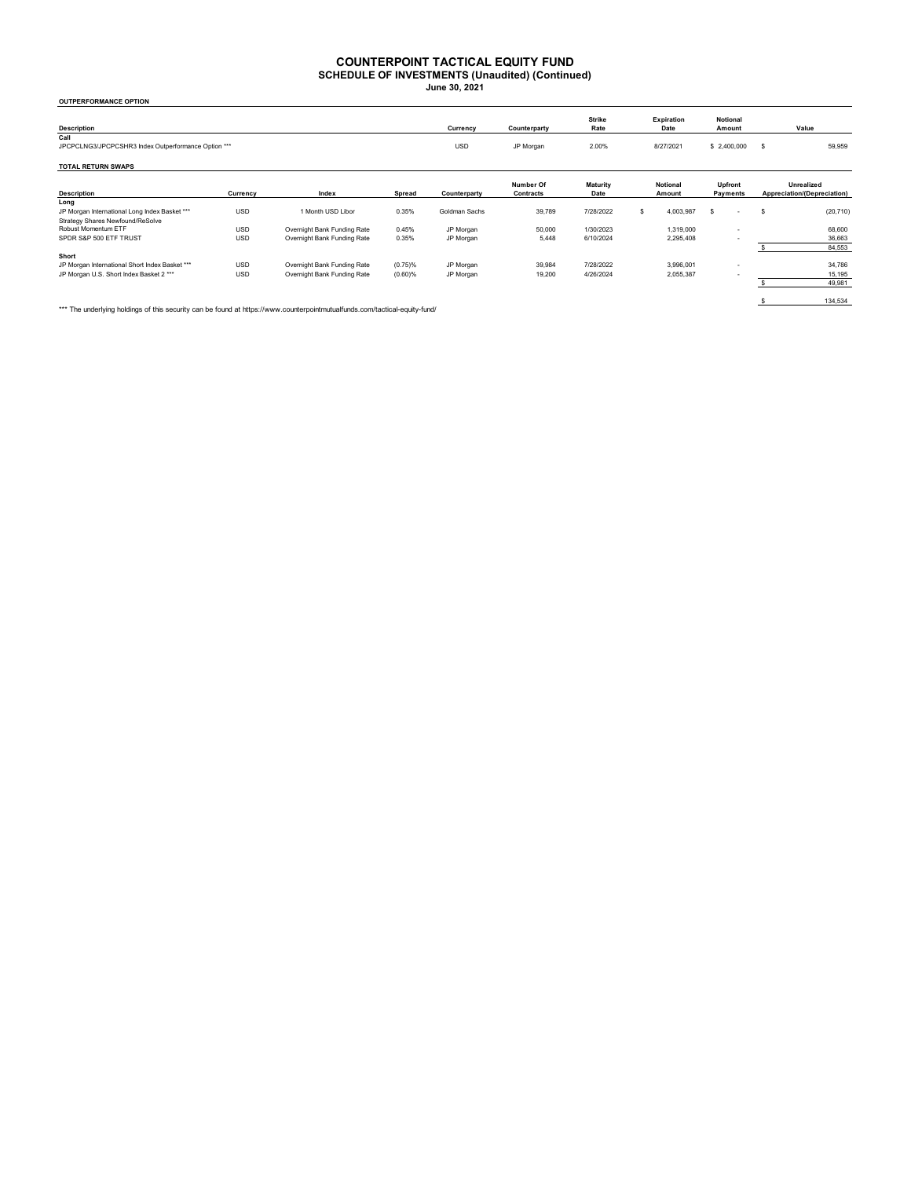# COUNTERPOINT TACTICAL EQUITY FUND
## SCHEDULE OF INVESTMENTS (Unaudited) (Continued)
### June 30, 2021

**OUTPERFORMANCE OPTION**

| Description | Currency | Counterparty | Strike Rate | Expiration Date | Notional Amount | Value |
|---|---|---|---|---|---|---|
| **Call** | | | | | | |
| JPCPCLNG3/JPCPCSHR3 Index Outperformance Option *** | USD | JP Morgan | 2.00% | 8/27/2021 | $ 2,400,000 | $ 59,959 |

**TOTAL RETURN SWAPS**

| Description | Currency | Index | Spread | Counterparty | Number Of Contracts | Maturity Date | Notional Amount | Upfront Payments | Unrealized Appreciation/(Depreciation) |
|---|---|---|---|---|---|---|---|---|---|
| **Long** | | | | | | | | | |
| JP Morgan International Long Index Basket *** | USD | 1 Month USD Libor | 0.35% | Goldman Sachs | 39,789 | 7/28/2022 | $ 4,003,987 | $ - | $ (20,710) |
| Strategy Shares Newfound/ReSolve Robust Momentum ETF | USD | Overnight Bank Funding Rate | 0.45% | JP Morgan | 50,000 | 1/30/2023 | 1,319,000 | - | 68,600 |
| SPDR S&P 500 ETF TRUST | USD | Overnight Bank Funding Rate | 0.35% | JP Morgan | 5,448 | 6/10/2024 | 2,295,408 | - | 36,663 |
| | | | | | | | | | $ 84,553 |
| **Short** | | | | | | | | | |
| JP Morgan International Short Index Basket *** | USD | Overnight Bank Funding Rate | (0.75)% | JP Morgan | 39,984 | 7/28/2022 | 3,996,001 | - | 34,786 |
| JP Morgan U.S. Short Index Basket 2 *** | USD | Overnight Bank Funding Rate | (0.60)% | JP Morgan | 19,200 | 4/26/2024 | 2,055,387 | - | 15,195 |
| | | | | | | | | | $ 49,981 |
| | | | | | | | | | $ 134,534 |

*** The underlying holdings of this security can be found at https://www.counterpointmutualfunds.com/tactical-equity-fund/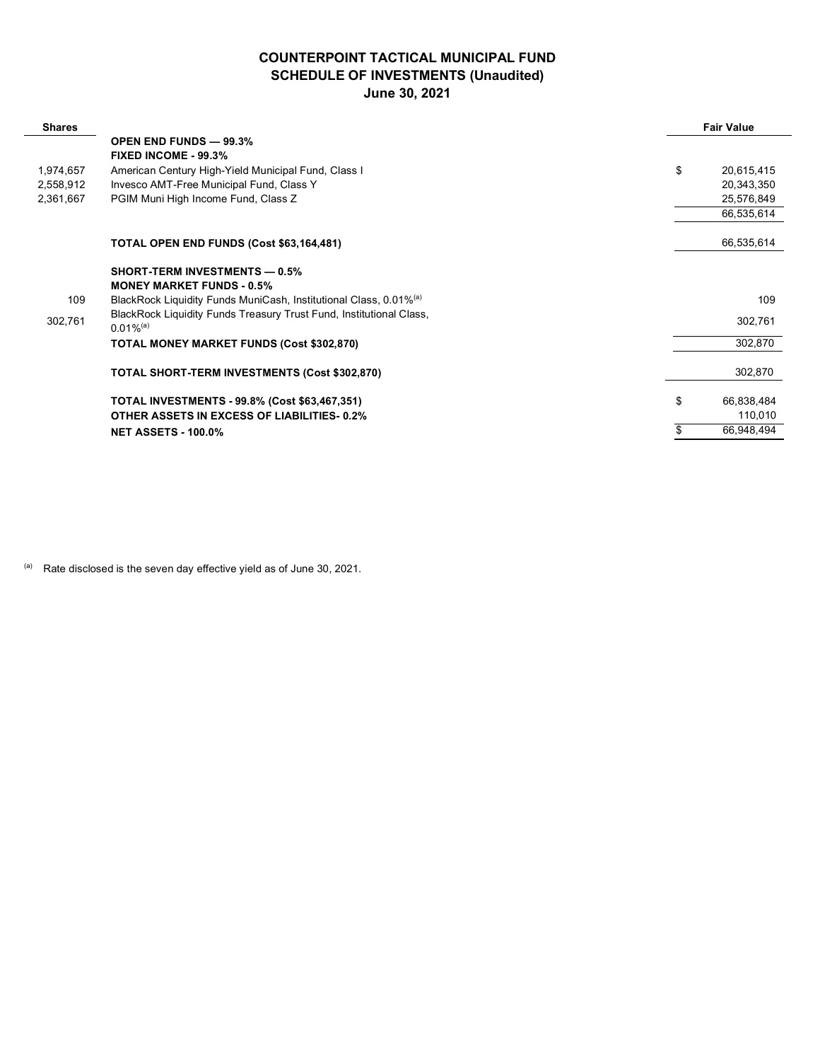# COUNTERPOINT TACTICAL MUNICIPAL FUND
## SCHEDULE OF INVESTMENTS (Unaudited)
## June 30, 2021

| Shares | | | Fair Value |
|---|---|---|---|
| | **OPEN END FUNDS — 99.3%** | | |
| | **FIXED INCOME - 99.3%** | | |
| 1,974,657 | American Century High-Yield Municipal Fund, Class I | $ | 20,615,415 |
| 2,558,912 | Invesco AMT-Free Municipal Fund, Class Y | | 20,343,350 |
| 2,361,667 | PGIM Muni High Income Fund, Class Z | | 25,576,849 |
| | | | 66,535,614 |
| | **TOTAL OPEN END FUNDS (Cost $63,164,481)** | | 66,535,614 |
| | **SHORT-TERM INVESTMENTS — 0.5%** | | |
| | **MONEY MARKET FUNDS - 0.5%** | | |
| 109 | BlackRock Liquidity Funds MuniCash, Institutional Class, 0.01%[(a)] | | 109 |
| 302,761 | BlackRock Liquidity Funds Treasury Trust Fund, Institutional Class, 0.01%[(a)] | | 302,761 |
| | **TOTAL MONEY MARKET FUNDS (Cost $302,870)** | | 302,870 |
| | **TOTAL SHORT-TERM INVESTMENTS (Cost $302,870)** | | 302,870 |
| | **TOTAL INVESTMENTS - 99.8% (Cost $63,467,351)** | $ | 66,838,484 |
| | **OTHER ASSETS IN EXCESS OF LIABILITIES- 0.2%** | | 110,010 |
| | **NET ASSETS - 100.0%** | $ | 66,948,494 |

[(a)] Rate disclosed is the seven day effective yield as of June 30, 2021.